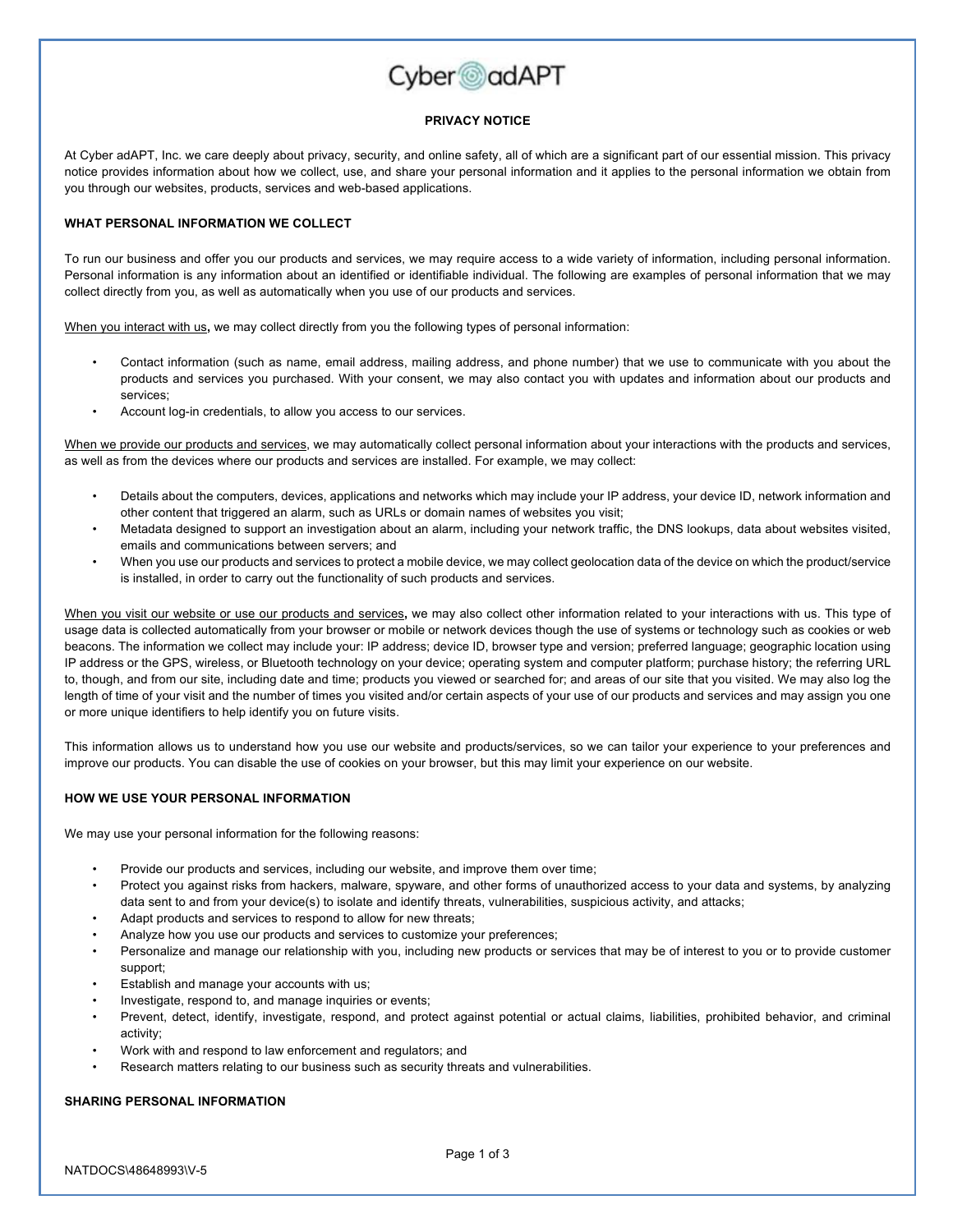# PRIVACY NOTICE

At Cyber adAPT, Inc. we care deeply about privacy, security, and online safety, all of which are a significant part of our essential mission. This privacy notice provides information about how we collect, use, and share your personal information and it applies to the personal information we obtain from you through our websites, products, services and web-based applications.

## WHAT PERSONAL INFORMATION WE COLLECT

To run our business and offer you our products and services, we may require access to a wide variety of information, including personal information. Personal information is any information about an identified or identifiable individual. The following are examples of personal information that we may collect directly from you, as well as automatically when you use of our products and services.

When you interact with us**,** we may collect directly from you the following types of personal information:

- Contact information (such as name, email address, mailing address, and phone number) that we use to communicate with you about the products and services you purchased. With your consent, we may also contact you with updates and information about our products and services;
- Account log-in credentials, to allow you access to our services.

When we provide our products and services, we may automatically collect personal information about your interactions with the products and services, as well as from the devices where our products and services are installed. For example, we may collect:

- Details about the computers, devices, applications and networks which may include your IP address, your device ID, network information and other content that triggered an alarm, such as URLs or domain names of websites you visit;
- Metadata designed to support an investigation about an alarm, including your network traffic, the DNS lookups, data about websites visited, emails and communications between servers; and
- When you use our products and services to protect a mobile device, we may collect geolocation data of the device on which the product/service is installed, in order to carry out the functionality of such products and services.

When you visit our website or use our products and services**,** we may also collect other information related to your interactions with us. This type of usage data is collected automatically from your browser or mobile or network devices though the use of systems or technology such as cookies or web beacons. The information we collect may include your: IP address; device ID, browser type and version; preferred language; geographic location using IP address or the GPS, wireless, or Bluetooth technology on your device; operating system and computer platform; purchase history; the referring URL to, though, and from our site, including date and time; products you viewed or searched for; and areas of our site that you visited. We may also log the length of time of your visit and the number of times you visited and/or certain aspects of your use of our products and services and may assign you one or more unique identifiers to help identify you on future visits.

This information allows us to understand how you use our website and products/services, so we can tailor your experience to your preferences and improve our products. You can disable the use of cookies on your browser, but this may limit your experience on our website.

## HOW WE USE YOUR PERSONAL INFORMATION

We may use your personal information for the following reasons:

- Provide our products and services, including our website, and improve them over time;
- Protect you against risks from hackers, malware, spyware, and other forms of unauthorized access to your data and systems, by analyzing data sent to and from your device(s) to isolate and identify threats, vulnerabilities, suspicious activity, and attacks;
- Adapt products and services to respond to allow for new threats;
- Analyze how you use our products and services to customize your preferences;
- Personalize and manage our relationship with you, including new products or services that may be of interest to you or to provide customer support;
- Establish and manage your accounts with us;
- Investigate, respond to, and manage inquiries or events;
- Prevent, detect, identify, investigate, respond, and protect against potential or actual claims, liabilities, prohibited behavior, and criminal activity;
- Work with and respond to law enforcement and regulators; and
- Research matters relating to our business such as security threats and vulnerabilities.

## SHARING PERSONAL INFORMATION

NATDOCS\48648993\V-5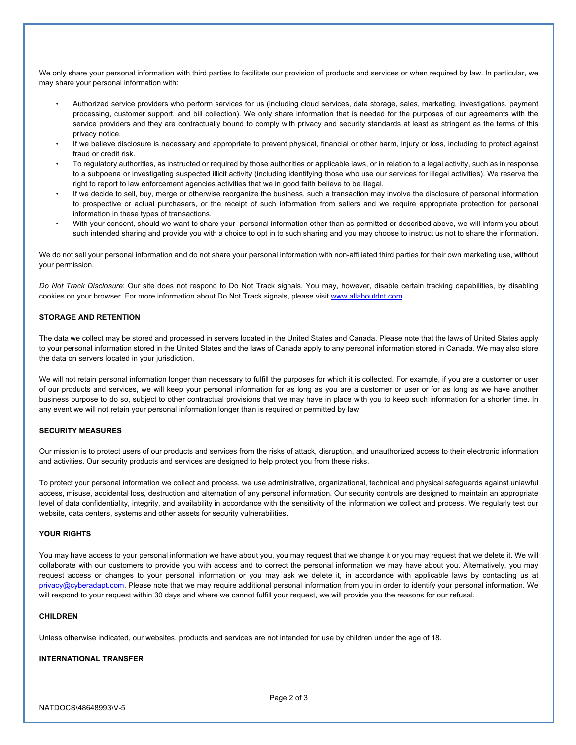We only share your personal information with third parties to facilitate our provision of products and services or when required by law. In particular, we may share your personal information with:

- Authorized service providers who perform services for us (including cloud services, data storage, sales, marketing, investigations, payment processing, customer support, and bill collection). We only share information that is needed for the purposes of our agreements with the service providers and they are contractually bound to comply with privacy and security standards at least as stringent as the terms of this privacy notice.
- If we believe disclosure is necessary and appropriate to prevent physical, financial or other harm, injury or loss, including to protect against fraud or credit risk.
- To regulatory authorities, as instructed or required by those authorities or applicable laws, or in relation to a legal activity, such as in response to a subpoena or investigating suspected illicit activity (including identifying those who use our services for illegal activities). We reserve the right to report to law enforcement agencies activities that we in good faith believe to be illegal.
- If we decide to sell, buy, merge or otherwise reorganize the business, such a transaction may involve the disclosure of personal information to prospective or actual purchasers, or the receipt of such information from sellers and we require appropriate protection for personal information in these types of transactions.
- With your consent, should we want to share your personal information other than as permitted or described above, we will inform you about such intended sharing and provide you with a choice to opt in to such sharing and you may choose to instruct us not to share the information.

We do not sell your personal information and do not share your personal information with non-affiliated third parties for their own marketing use, without your permission.

*Do Not Track Disclosure*: Our site does not respond to Do Not Track signals. You may, however, disable certain tracking capabilities, by disabling cookies on your browser. For more information about Do Not Track signals, please visit www.allaboutdnt.com.

**STORAGE AND RETENTION**

The data we collect may be stored and processed in servers located in the United States and Canada. Please note that the laws of United States apply to your personal information stored in the United States and the laws of Canada apply to any personal information stored in Canada. We may also store the data on servers located in your jurisdiction.

We will not retain personal information longer than necessary to fulfill the purposes for which it is collected. For example, if you are a customer or user of our products and services, we will keep your personal information for as long as you are a customer or user or for as long as we have another business purpose to do so, subject to other contractual provisions that we may have in place with you to keep such information for a shorter time. In any event we will not retain your personal information longer than is required or permitted by law.

**SECURITY MEASURES**

Our mission is to protect users of our products and services from the risks of attack, disruption, and unauthorized access to their electronic information and activities. Our security products and services are designed to help protect you from these risks.

To protect your personal information we collect and process, we use administrative, organizational, technical and physical safeguards against unlawful access, misuse, accidental loss, destruction and alternation of any personal information. Our security controls are designed to maintain an appropriate level of data confidentiality, integrity, and availability in accordance with the sensitivity of the information we collect and process. We regularly test our website, data centers, systems and other assets for security vulnerabilities.

**YOUR RIGHTS**

You may have access to your personal information we have about you, you may request that we change it or you may request that we delete it. We will collaborate with our customers to provide you with access and to correct the personal information we may have about you. Alternatively, you may request access or changes to your personal information or you may ask we delete it, in accordance with applicable laws by contacting us at privacy@cyberadapt.com. Please note that we may require additional personal information from you in order to identify your personal information. We will respond to your request within 30 days and where we cannot fulfill your request, we will provide you the reasons for our refusal.

**CHILDREN**

Unless otherwise indicated, our websites, products and services are not intended for use by children under the age of 18.

**INTERNATIONAL TRANSFER**

NATDOCS\48648993\V-5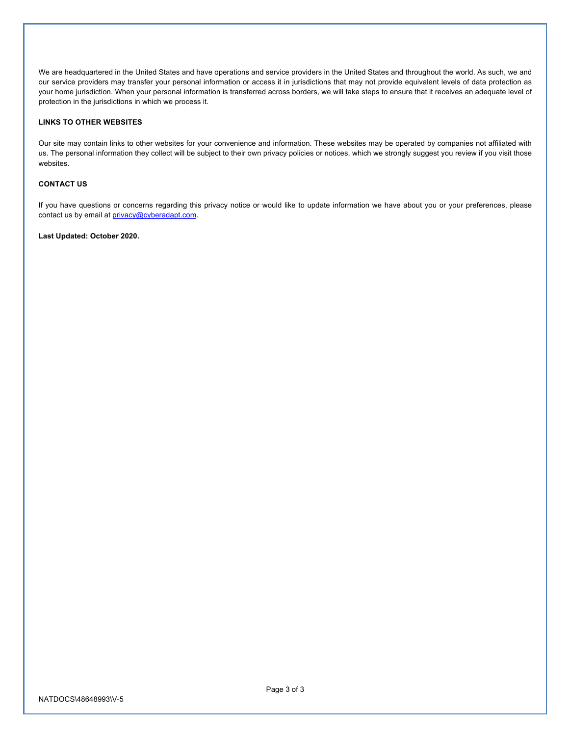We are headquartered in the United States and have operations and service providers in the United States and throughout the world. As such, we and our service providers may transfer your personal information or access it in jurisdictions that may not provide equivalent levels of data protection as your home jurisdiction. When your personal information is transferred across borders, we will take steps to ensure that it receives an adequate level of protection in the jurisdictions in which we process it.

**LINKS TO OTHER WEBSITES**

Our site may contain links to other websites for your convenience and information. These websites may be operated by companies not affiliated with us. The personal information they collect will be subject to their own privacy policies or notices, which we strongly suggest you review if you visit those websites.

**CONTACT US**

If you have questions or concerns regarding this privacy notice or would like to update information we have about you or your preferences, please contact us by email at privacy@cyberadapt.com.

**Last Updated: October 2020.**

NATDOCS\48648993\V-5